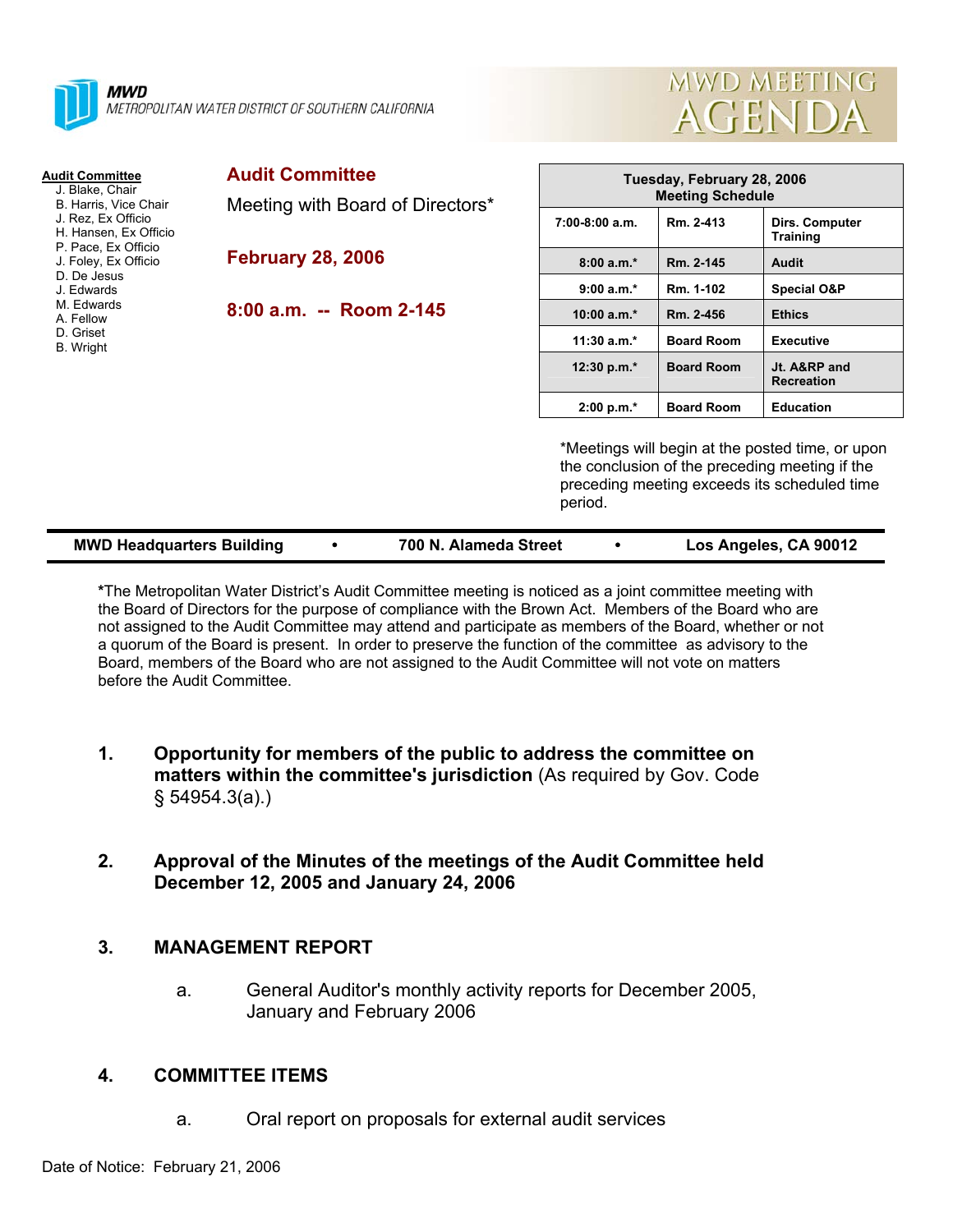**MWD**
METROPOLITAN WATER DISTRICT OF SOUTHERN CALIFORNIA

# MWD MEETING AGENDA

**Audit Committee**
J. Blake, Chair
B. Harris, Vice Chair
J. Rez, Ex Officio
H. Hansen, Ex Officio
P. Pace, Ex Officio
J. Foley, Ex Officio
D. De Jesus
J. Edwards
M. Edwards
A. Fellow
D. Griset
B. Wright

## Audit Committee

Meeting with Board of Directors*

**February 28, 2006**

**8:00 a.m. -- Room 2-145**

| Tuesday, February 28, 2006 Meeting Schedule | | |
|---|---|---|
| 7:00-8:00 a.m. | Rm. 2-413 | Dirs. Computer Training |
| 8:00 a.m.* | Rm. 2-145 | Audit |
| 9:00 a.m.* | Rm. 1-102 | Special O&P |
| 10:00 a.m.* | Rm. 2-456 | Ethics |
| 11:30 a.m.* | Board Room | Executive |
| 12:30 p.m.* | Board Room | Jt. A&RP and Recreation |
| 2:00 p.m.* | Board Room | Education |

*Meetings will begin at the posted time, or upon the conclusion of the preceding meeting if the preceding meeting exceeds its scheduled time period.

**MWD Headquarters Building • 700 N. Alameda Street • Los Angeles, CA 90012**

***The Metropolitan Water District's Audit Committee meeting is noticed as a joint committee meeting with the Board of Directors for the purpose of compliance with the Brown Act. Members of the Board who are not assigned to the Audit Committee may attend and participate as members of the Board, whether or not a quorum of the Board is present. In order to preserve the function of the committee as advisory to the Board, members of the Board who are not assigned to the Audit Committee will not vote on matters before the Audit Committee.

1. **Opportunity for members of the public to address the committee on matters within the committee's jurisdiction** (As required by Gov. Code § 54954.3(a).)

2. **Approval of the Minutes of the meetings of the Audit Committee held December 12, 2005 and January 24, 2006**

3. **MANAGEMENT REPORT**

   a. General Auditor's monthly activity reports for December 2005, January and February 2006

4. **COMMITTEE ITEMS**

   a. Oral report on proposals for external audit services

Date of Notice: February 21, 2006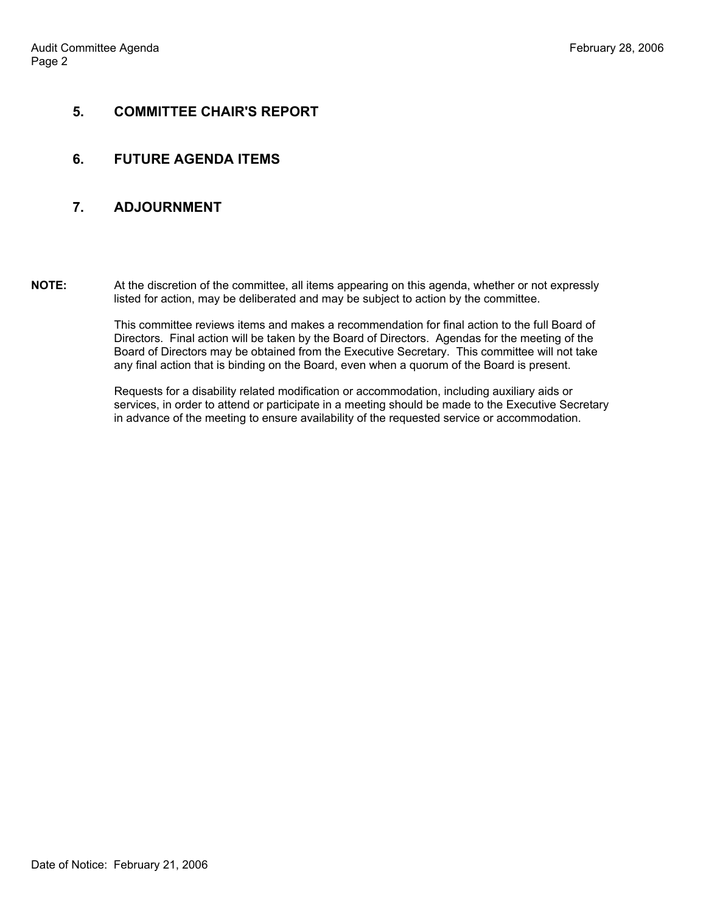## 5. COMMITTEE CHAIR'S REPORT

## 6. FUTURE AGENDA ITEMS

## 7. ADJOURNMENT

**NOTE:** At the discretion of the committee, all items appearing on this agenda, whether or not expressly listed for action, may be deliberated and may be subject to action by the committee.

This committee reviews items and makes a recommendation for final action to the full Board of Directors. Final action will be taken by the Board of Directors. Agendas for the meeting of the Board of Directors may be obtained from the Executive Secretary. This committee will not take any final action that is binding on the Board, even when a quorum of the Board is present.

Requests for a disability related modification or accommodation, including auxiliary aids or services, in order to attend or participate in a meeting should be made to the Executive Secretary in advance of the meeting to ensure availability of the requested service or accommodation.

Date of Notice: February 21, 2006